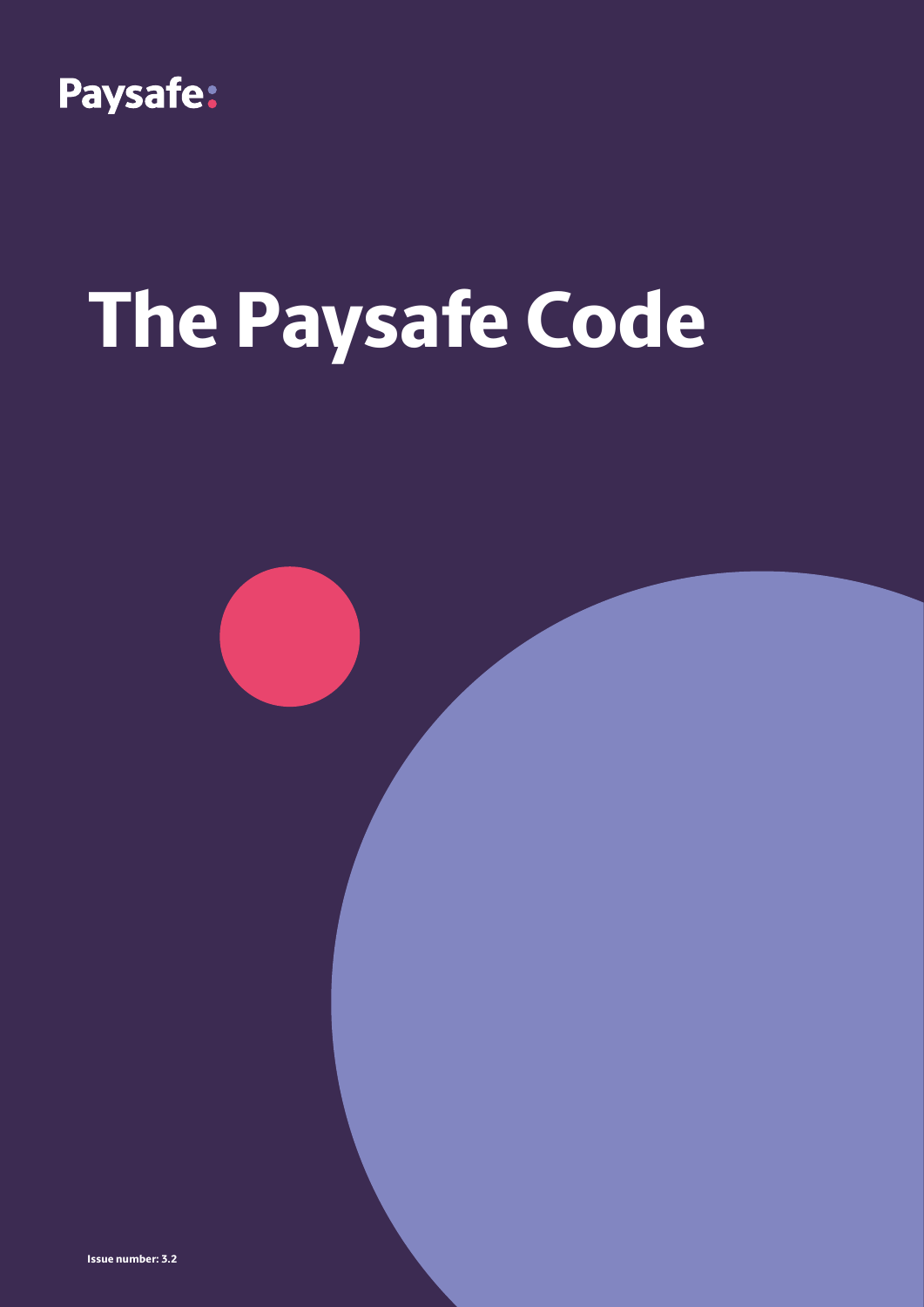Paysafe:

# The Paysafe Code

**Issue number: 3.2**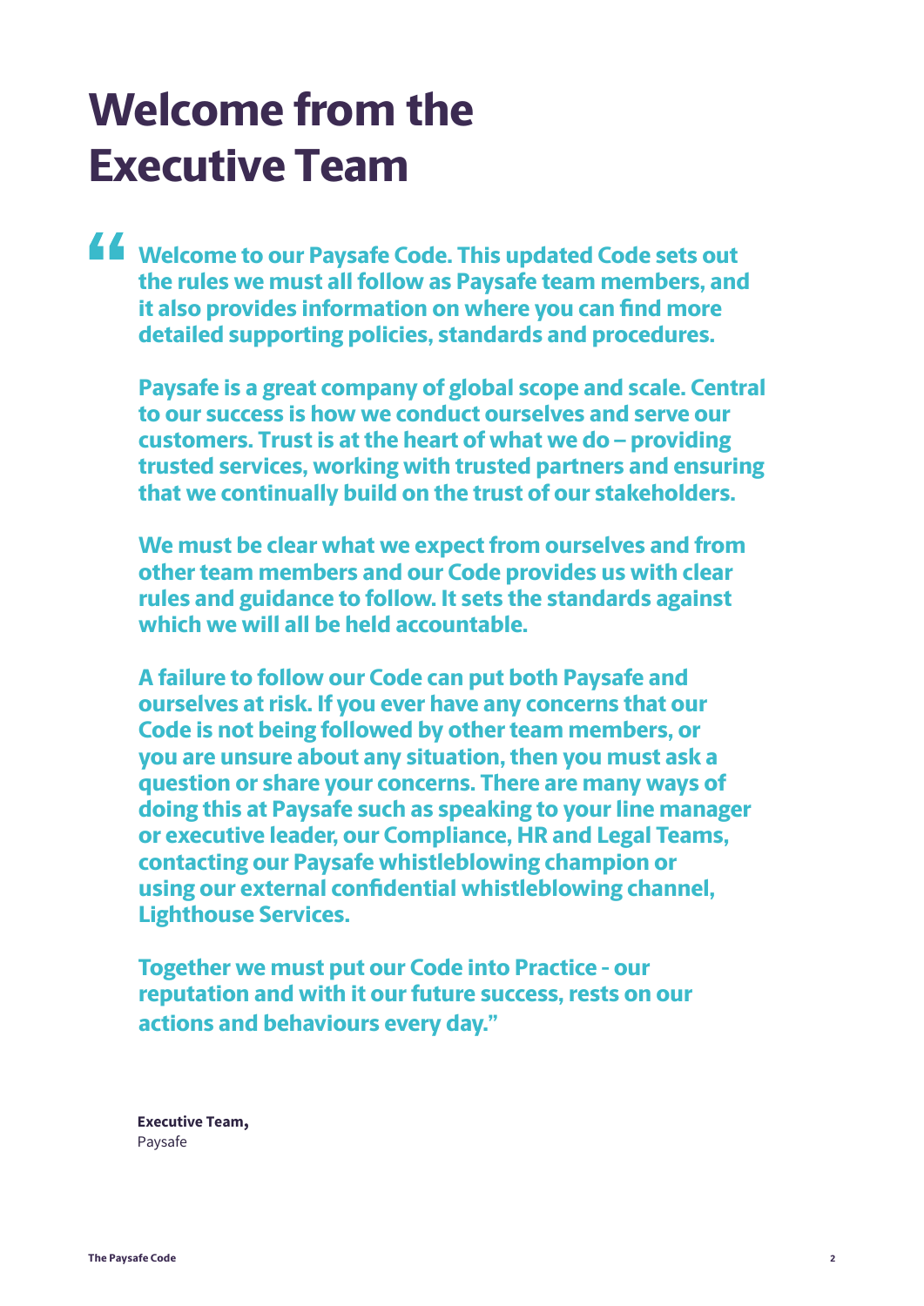# Welcome from the Executive Team

> "Welcome to our Paysafe Code. This updated Code sets out the rules we must all follow as Paysafe team members, and it also provides information on where you can find more detailed supporting policies, standards and procedures.
>
> Paysafe is a great company of global scope and scale. Central to our success is how we conduct ourselves and serve our customers. Trust is at the heart of what we do – providing trusted services, working with trusted partners and ensuring that we continually build on the trust of our stakeholders.
>
> We must be clear what we expect from ourselves and from other team members and our Code provides us with clear rules and guidance to follow. It sets the standards against which we will all be held accountable.
>
> A failure to follow our Code can put both Paysafe and ourselves at risk. If you ever have any concerns that our Code is not being followed by other team members, or you are unsure about any situation, then you must ask a question or share your concerns. There are many ways of doing this at Paysafe such as speaking to your line manager or executive leader, our Compliance, HR and Legal Teams, contacting our Paysafe whistleblowing champion or using our external confidential whistleblowing channel, Lighthouse Services.
>
> Together we must put our Code into Practice - our reputation and with it our future success, rests on our actions and behaviours every day."

**Executive Team,**
Paysafe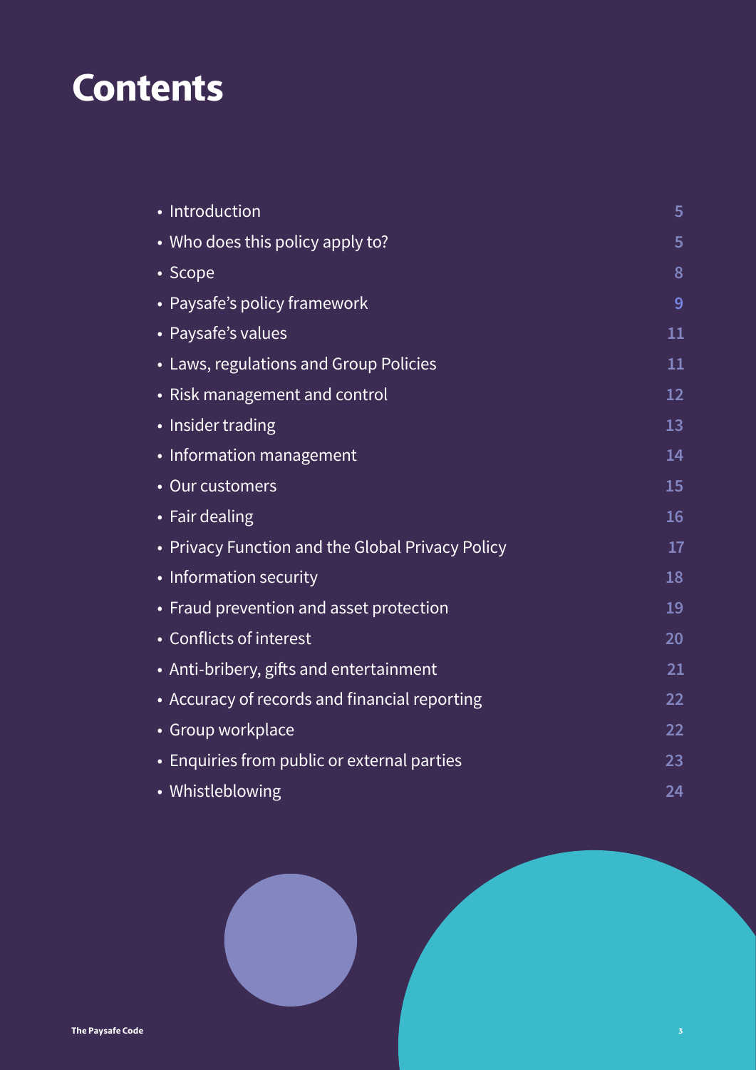# Contents

- Introduction 5
- Who does this policy apply to? 5
- Scope 8
- Paysafe's policy framework 9
- Paysafe's values 11
- Laws, regulations and Group Policies 11
- Risk management and control 12
- Insider trading 13
- Information management 14
- Our customers 15
- Fair dealing 16
- Privacy Function and the Global Privacy Policy 17
- Information security 18
- Fraud prevention and asset protection 19
- Conflicts of interest 20
- Anti-bribery, gifts and entertainment 21
- Accuracy of records and financial reporting 22
- Group workplace 22
- Enquiries from public or external parties 23
- Whistleblowing 24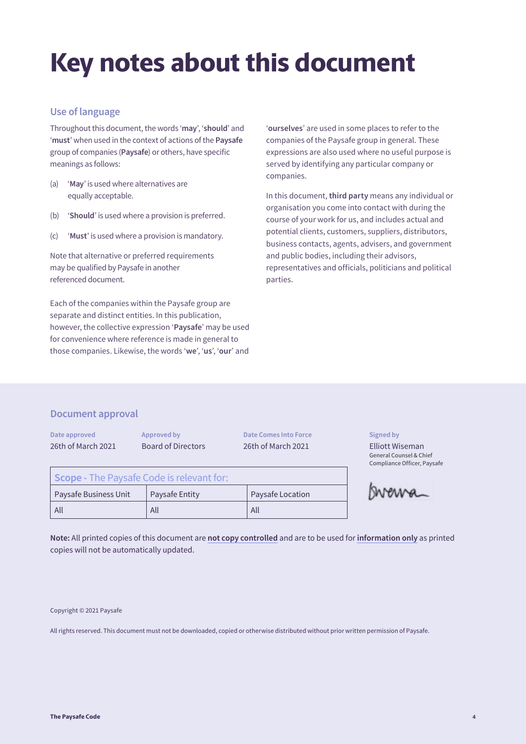# Key notes about this document

## Use of language

Throughout this document, the words '**may**', '**should**' and '**must**' when used in the context of actions of the **Paysafe** group of companies (**Paysafe**) or others, have specific meanings as follows:

(a) '**May**' is used where alternatives are equally acceptable.

(b) '**Should**' is used where a provision is preferred.

(c) '**Must**' is used where a provision is mandatory.

Note that alternative or preferred requirements may be qualified by Paysafe in another referenced document.

Each of the companies within the Paysafe group are separate and distinct entities. In this publication, however, the collective expression '**Paysafe**' may be used for convenience where reference is made in general to those companies. Likewise, the words '**we**', '**us**', '**our**' and '**ourselves**' are used in some places to refer to the companies of the Paysafe group in general. These expressions are also used where no useful purpose is served by identifying any particular company or companies.

In this document, **third party** means any individual or organisation you come into contact with during the course of your work for us, and includes actual and potential clients, customers, suppliers, distributors, business contacts, agents, advisers, and government and public bodies, including their advisors, representatives and officials, politicians and political parties.

## Document approval

| Date approved | Approved by | Date Comes Into Force | Signed by |
| --- | --- | --- | --- |
| 26th of March 2021 | Board of Directors | 26th of March 2021 | Elliott Wiseman<br>General Counsel & Chief Compliance Officer, Paysafe |

| **Scope** - The Paysafe Code is relevant for: | | |
| --- | --- | --- |
| Paysafe Business Unit | Paysafe Entity | Paysafe Location |
| All | All | All |

**Note:** All printed copies of this document are **not copy controlled** and are to be used for **information only** as printed copies will not be automatically updated.

Copyright © 2021 Paysafe

All rights reserved. This document must not be downloaded, copied or otherwise distributed without prior written permission of Paysafe.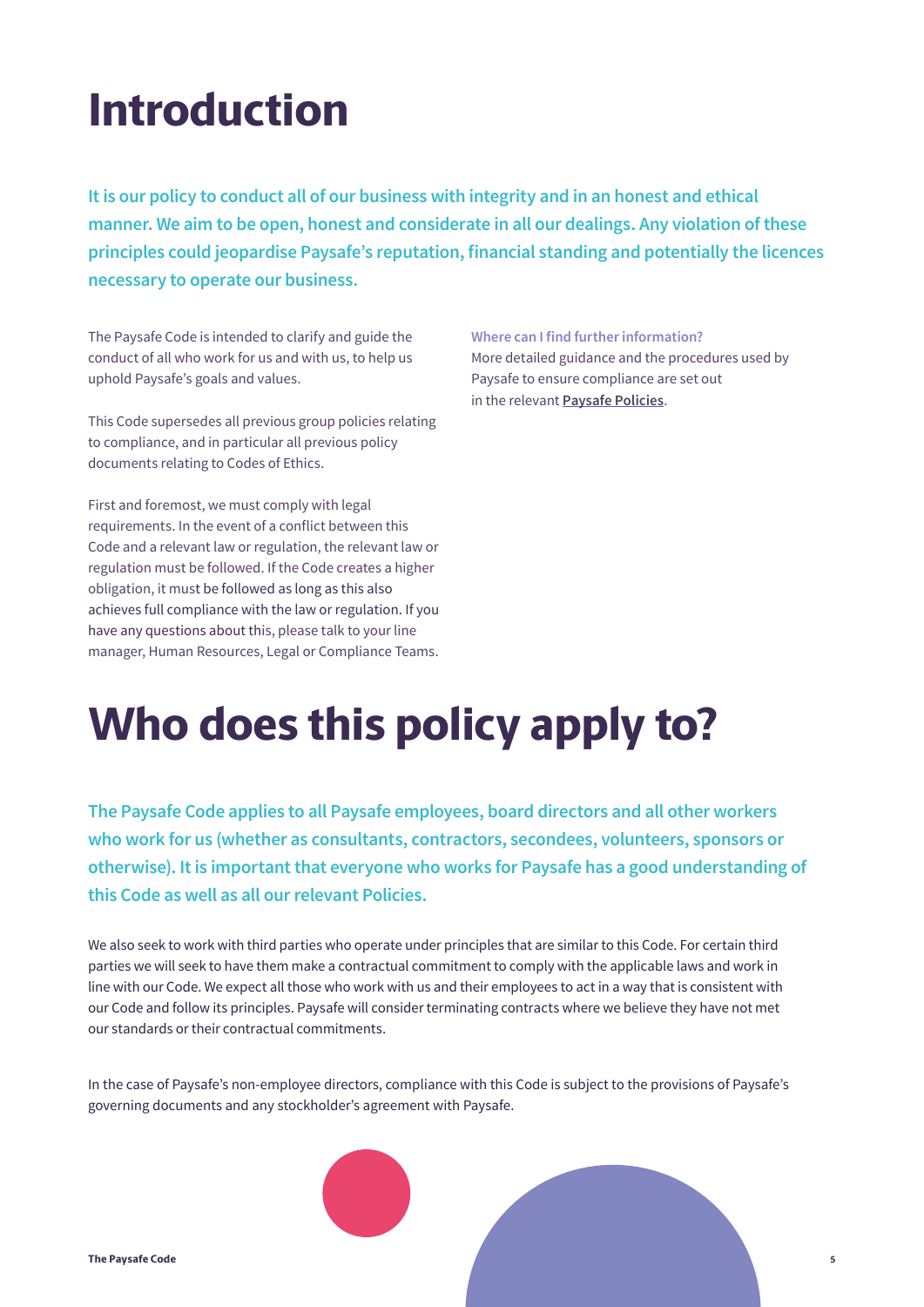# Introduction

**It is our policy to conduct all of our business with integrity and in an honest and ethical manner. We aim to be open, honest and considerate in all our dealings. Any violation of these principles could jeopardise Paysafe's reputation, financial standing and potentially the licences necessary to operate our business.**

The Paysafe Code is intended to clarify and guide the conduct of all who work for us and with us, to help us uphold Paysafe's goals and values.

This Code supersedes all previous group policies relating to compliance, and in particular all previous policy documents relating to Codes of Ethics.

First and foremost, we must comply with legal requirements. In the event of a conflict between this Code and a relevant law or regulation, the relevant law or regulation must be followed. If the Code creates a higher obligation, it must be followed as long as this also achieves full compliance with the law or regulation. If you have any questions about this, please talk to your line manager, Human Resources, Legal or Compliance Teams.

**Where can I find further information?**

More detailed guidance and the procedures used by Paysafe to ensure compliance are set out in the relevant **Paysafe Policies**.

# Who does this policy apply to?

**The Paysafe Code applies to all Paysafe employees, board directors and all other workers who work for us (whether as consultants, contractors, secondees, volunteers, sponsors or otherwise). It is important that everyone who works for Paysafe has a good understanding of this Code as well as all our relevant Policies.**

We also seek to work with third parties who operate under principles that are similar to this Code. For certain third parties we will seek to have them make a contractual commitment to comply with the applicable laws and work in line with our Code. We expect all those who work with us and their employees to act in a way that is consistent with our Code and follow its principles. Paysafe will consider terminating contracts where we believe they have not met our standards or their contractual commitments.

In the case of Paysafe's non-employee directors, compliance with this Code is subject to the provisions of Paysafe's governing documents and any stockholder's agreement with Paysafe.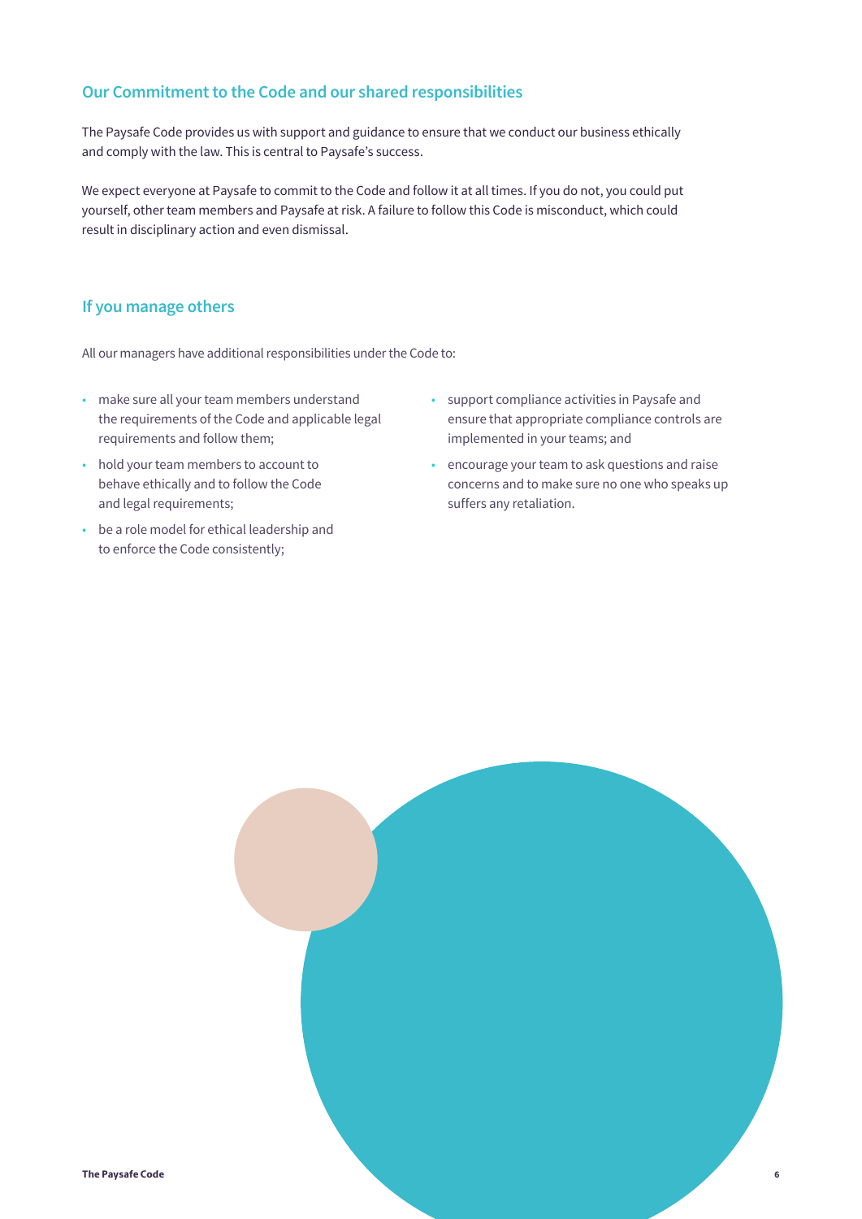## Our Commitment to the Code and our shared responsibilities

The Paysafe Code provides us with support and guidance to ensure that we conduct our business ethically and comply with the law. This is central to Paysafe's success.

We expect everyone at Paysafe to commit to the Code and follow it at all times. If you do not, you could put yourself, other team members and Paysafe at risk. A failure to follow this Code is misconduct, which could result in disciplinary action and even dismissal.

## If you manage others

All our managers have additional responsibilities under the Code to:

- make sure all your team members understand the requirements of the Code and applicable legal requirements and follow them;
- hold your team members to account to behave ethically and to follow the Code and legal requirements;
- be a role model for ethical leadership and to enforce the Code consistently;
- support compliance activities in Paysafe and ensure that appropriate compliance controls are implemented in your teams; and
- encourage your team to ask questions and raise concerns and to make sure no one who speaks up suffers any retaliation.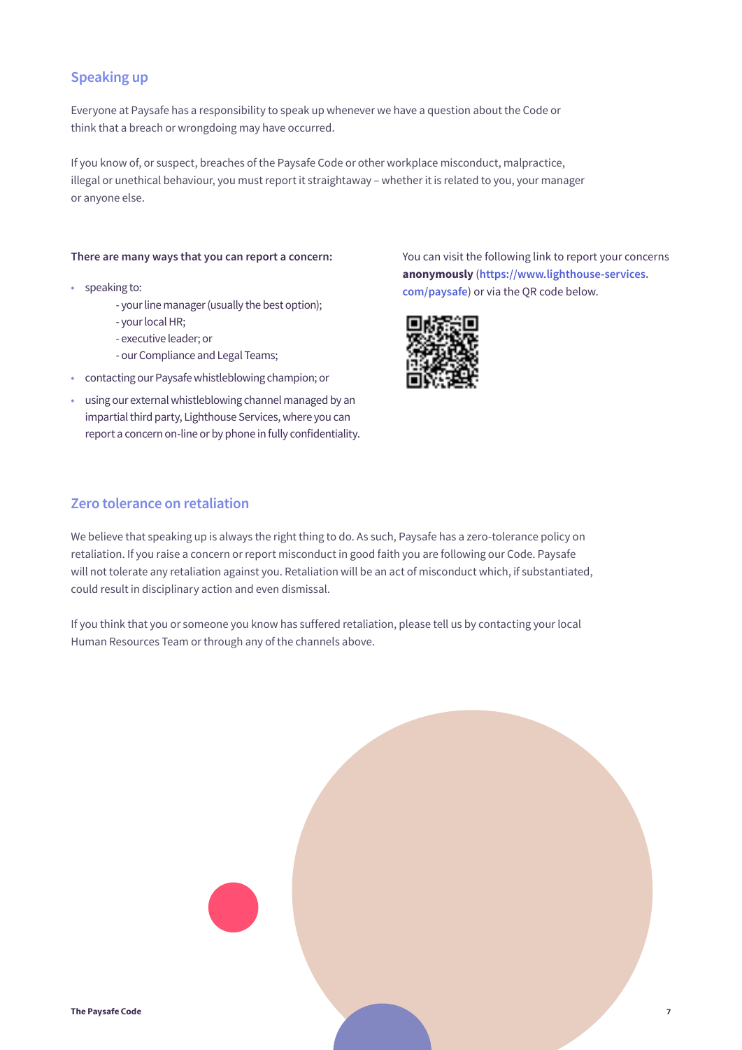## Speaking up

Everyone at Paysafe has a responsibility to speak up whenever we have a question about the Code or think that a breach or wrongdoing may have occurred.

If you know of, or suspect, breaches of the Paysafe Code or other workplace misconduct, malpractice, illegal or unethical behaviour, you must report it straightaway – whether it is related to you, your manager or anyone else.

**There are many ways that you can report a concern:**

- speaking to:
  - your line manager (usually the best option);
  - your local HR;
  - executive leader; or
  - our Compliance and Legal Teams;
- contacting our Paysafe whistleblowing champion; or
- using our external whistleblowing channel managed by an impartial third party, Lighthouse Services, where you can report a concern on-line or by phone in fully confidentiality.

You can visit the following link to report your concerns **anonymously** (**https://www.lighthouse-services.com/paysafe**) or via the QR code below.

## Zero tolerance on retaliation

We believe that speaking up is always the right thing to do. As such, Paysafe has a zero-tolerance policy on retaliation. If you raise a concern or report misconduct in good faith you are following our Code. Paysafe will not tolerate any retaliation against you. Retaliation will be an act of misconduct which, if substantiated, could result in disciplinary action and even dismissal.

If you think that you or someone you know has suffered retaliation, please tell us by contacting your local Human Resources Team or through any of the channels above.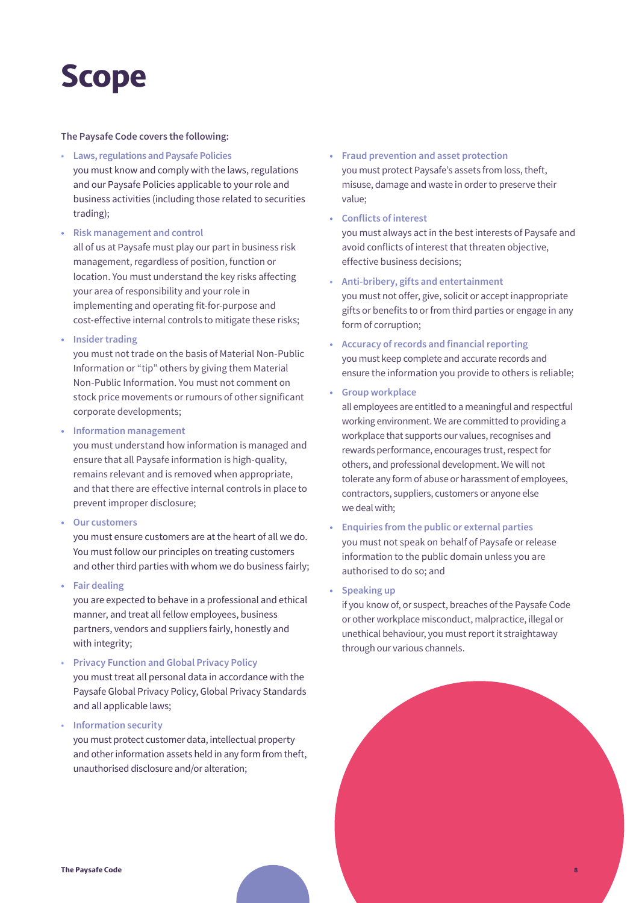# Scope

**The Paysafe Code covers the following:**

- **Laws, regulations and Paysafe Policies**
  you must know and comply with the laws, regulations and our Paysafe Policies applicable to your role and business activities (including those related to securities trading);
- **Risk management and control**
  all of us at Paysafe must play our part in business risk management, regardless of position, function or location. You must understand the key risks affecting your area of responsibility and your role in implementing and operating fit-for-purpose and cost-effective internal controls to mitigate these risks;
- **Insider trading**
  you must not trade on the basis of Material Non-Public Information or "tip" others by giving them Material Non-Public Information. You must not comment on stock price movements or rumours of other significant corporate developments;
- **Information management**
  you must understand how information is managed and ensure that all Paysafe information is high-quality, remains relevant and is removed when appropriate, and that there are effective internal controls in place to prevent improper disclosure;
- **Our customers**
  you must ensure customers are at the heart of all we do. You must follow our principles on treating customers and other third parties with whom we do business fairly;
- **Fair dealing**
  you are expected to behave in a professional and ethical manner, and treat all fellow employees, business partners, vendors and suppliers fairly, honestly and with integrity;
- **Privacy Function and Global Privacy Policy**
  you must treat all personal data in accordance with the Paysafe Global Privacy Policy, Global Privacy Standards and all applicable laws;
- **Information security**
  you must protect customer data, intellectual property and other information assets held in any form from theft, unauthorised disclosure and/or alteration;
- **Fraud prevention and asset protection**
  you must protect Paysafe's assets from loss, theft, misuse, damage and waste in order to preserve their value;
- **Conflicts of interest**
  you must always act in the best interests of Paysafe and avoid conflicts of interest that threaten objective, effective business decisions;
- **Anti-bribery, gifts and entertainment**
  you must not offer, give, solicit or accept inappropriate gifts or benefits to or from third parties or engage in any form of corruption;
- **Accuracy of records and financial reporting**
  you must keep complete and accurate records and ensure the information you provide to others is reliable;
- **Group workplace**
  all employees are entitled to a meaningful and respectful working environment. We are committed to providing a workplace that supports our values, recognises and rewards performance, encourages trust, respect for others, and professional development. We will not tolerate any form of abuse or harassment of employees, contractors, suppliers, customers or anyone else we deal with;
- **Enquiries from the public or external parties**
  you must not speak on behalf of Paysafe or release information to the public domain unless you are authorised to do so; and
- **Speaking up**
  if you know of, or suspect, breaches of the Paysafe Code or other workplace misconduct, malpractice, illegal or unethical behaviour, you must report it straightaway through our various channels.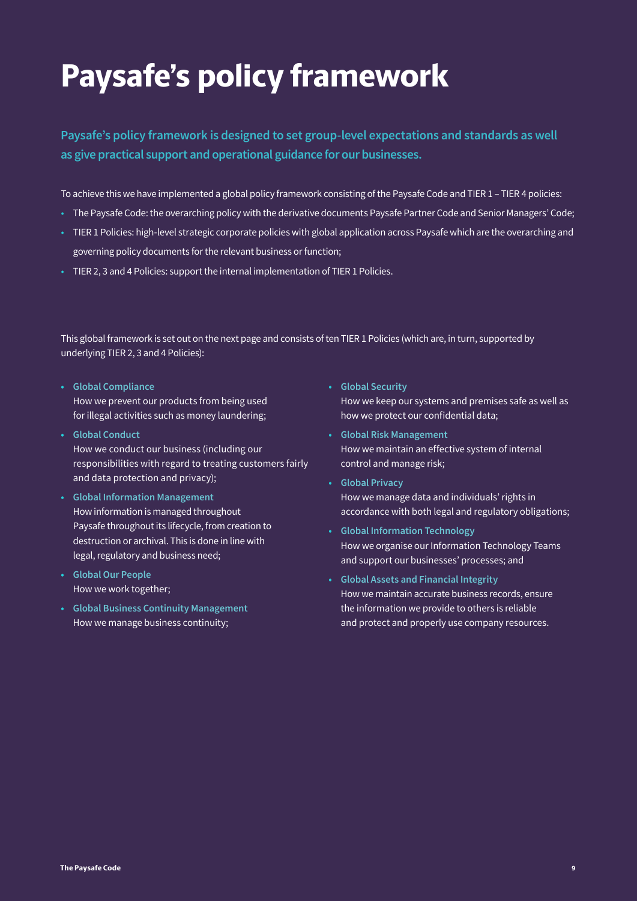# Paysafe's policy framework

**Paysafe's policy framework is designed to set group-level expectations and standards as well as give practical support and operational guidance for our businesses.**

To achieve this we have implemented a global policy framework consisting of the Paysafe Code and TIER 1 – TIER 4 policies:

- The Paysafe Code: the overarching policy with the derivative documents Paysafe Partner Code and Senior Managers' Code;
- TIER 1 Policies: high-level strategic corporate policies with global application across Paysafe which are the overarching and governing policy documents for the relevant business or function;
- TIER 2, 3 and 4 Policies: support the internal implementation of TIER 1 Policies.

This global framework is set out on the next page and consists of ten TIER 1 Policies (which are, in turn, supported by underlying TIER 2, 3 and 4 Policies):

- **Global Compliance**
  How we prevent our products from being used for illegal activities such as money laundering;
- **Global Conduct**
  How we conduct our business (including our responsibilities with regard to treating customers fairly and data protection and privacy);
- **Global Information Management**
  How information is managed throughout Paysafe throughout its lifecycle, from creation to destruction or archival. This is done in line with legal, regulatory and business need;
- **Global Our People**
  How we work together;
- **Global Business Continuity Management**
  How we manage business continuity;
- **Global Security**
  How we keep our systems and premises safe as well as how we protect our confidential data;
- **Global Risk Management**
  How we maintain an effective system of internal control and manage risk;
- **Global Privacy**
  How we manage data and individuals' rights in accordance with both legal and regulatory obligations;
- **Global Information Technology**
  How we organise our Information Technology Teams and support our businesses' processes; and
- **Global Assets and Financial Integrity**
  How we maintain accurate business records, ensure the information we provide to others is reliable and protect and properly use company resources.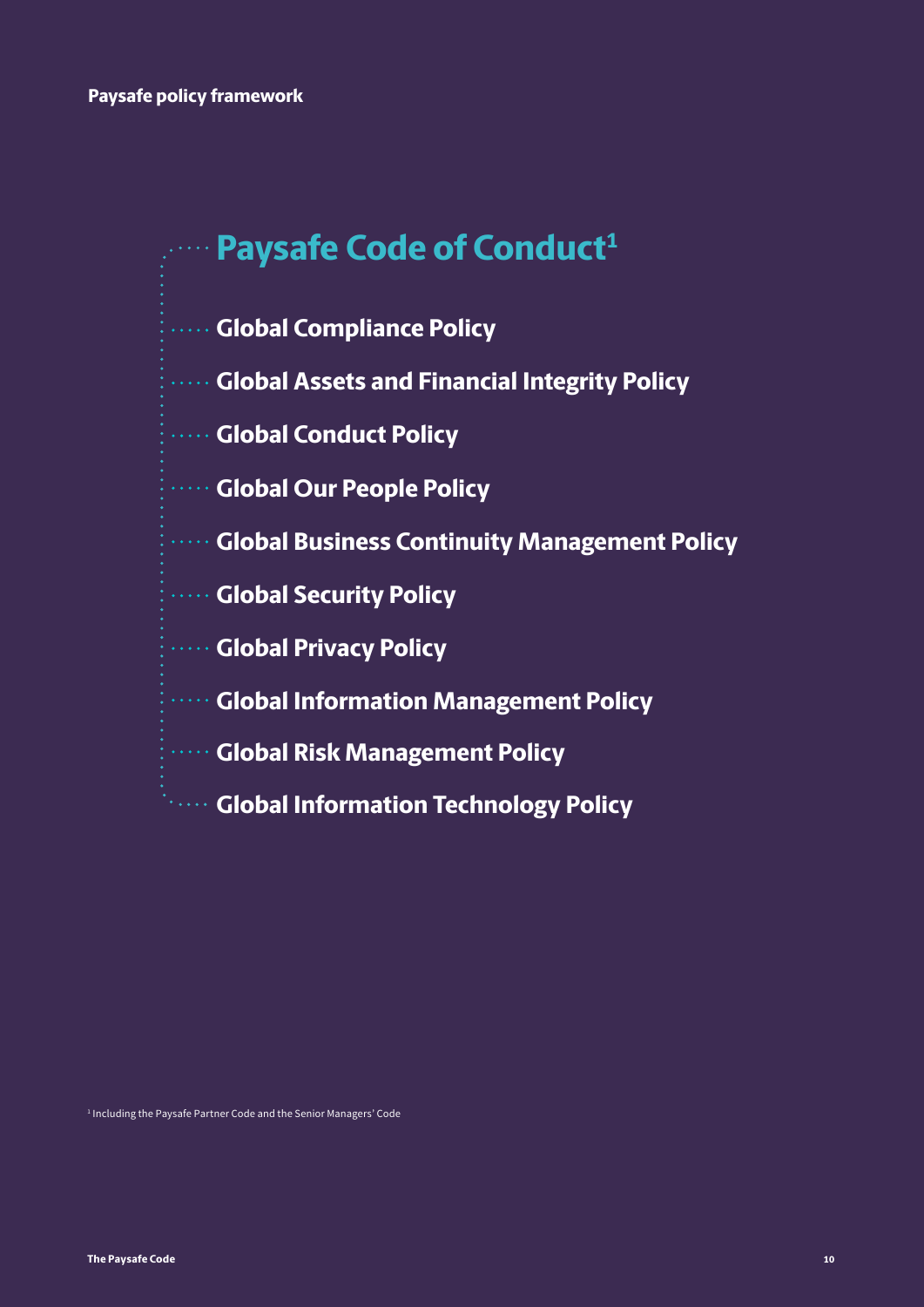**Paysafe policy framework**

# Paysafe Code of Conduct[1]

- Global Compliance Policy
- Global Assets and Financial Integrity Policy
- Global Conduct Policy
- Global Our People Policy
- Global Business Continuity Management Policy
- Global Security Policy
- Global Privacy Policy
- Global Information Management Policy
- Global Risk Management Policy
- Global Information Technology Policy

[1] Including the Paysafe Partner Code and the Senior Managers' Code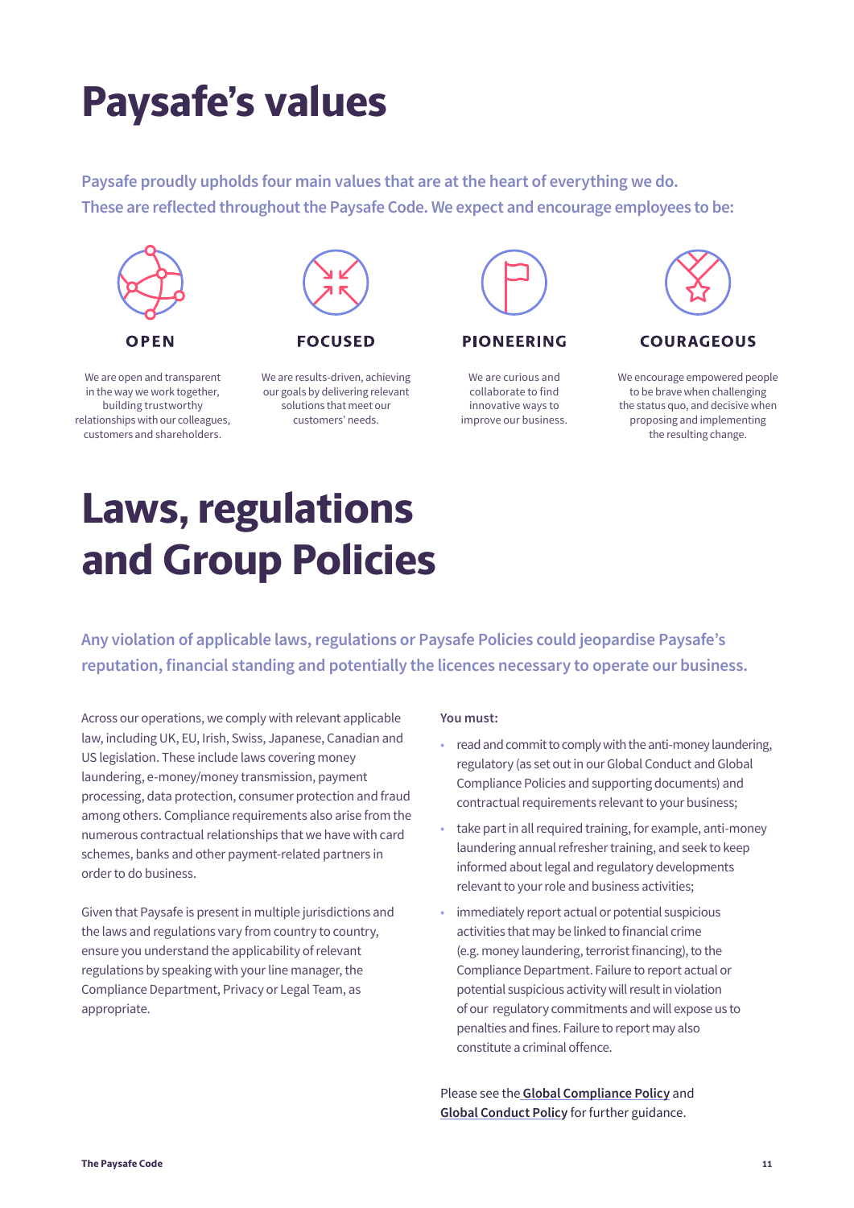# Paysafe's values

**Paysafe proudly upholds four main values that are at the heart of everything we do. These are reflected throughout the Paysafe Code. We expect and encourage employees to be:**

### OPEN

We are open and transparent in the way we work together, building trustworthy relationships with our colleagues, customers and shareholders.

### FOCUSED

We are results-driven, achieving our goals by delivering relevant solutions that meet our customers' needs.

### PIONEERING

We are curious and collaborate to find innovative ways to improve our business.

### COURAGEOUS

We encourage empowered people to be brave when challenging the status quo, and decisive when proposing and implementing the resulting change.

# Laws, regulations and Group Policies

**Any violation of applicable laws, regulations or Paysafe Policies could jeopardise Paysafe's reputation, financial standing and potentially the licences necessary to operate our business.**

Across our operations, we comply with relevant applicable law, including UK, EU, Irish, Swiss, Japanese, Canadian and US legislation. These include laws covering money laundering, e-money/money transmission, payment processing, data protection, consumer protection and fraud among others. Compliance requirements also arise from the numerous contractual relationships that we have with card schemes, banks and other payment-related partners in order to do business.

Given that Paysafe is present in multiple jurisdictions and the laws and regulations vary from country to country, ensure you understand the applicability of relevant regulations by speaking with your line manager, the Compliance Department, Privacy or Legal Team, as appropriate.

**You must:**

- read and commit to comply with the anti-money laundering, regulatory (as set out in our Global Conduct and Global Compliance Policies and supporting documents) and contractual requirements relevant to your business;
- take part in all required training, for example, anti-money laundering annual refresher training, and seek to keep informed about legal and regulatory developments relevant to your role and business activities;
- immediately report actual or potential suspicious activities that may be linked to financial crime (e.g. money laundering, terrorist financing), to the Compliance Department. Failure to report actual or potential suspicious activity will result in violation of our regulatory commitments and will expose us to penalties and fines. Failure to report may also constitute a criminal offence.

Please see the **Global Compliance Policy** and **Global Conduct Policy** for further guidance.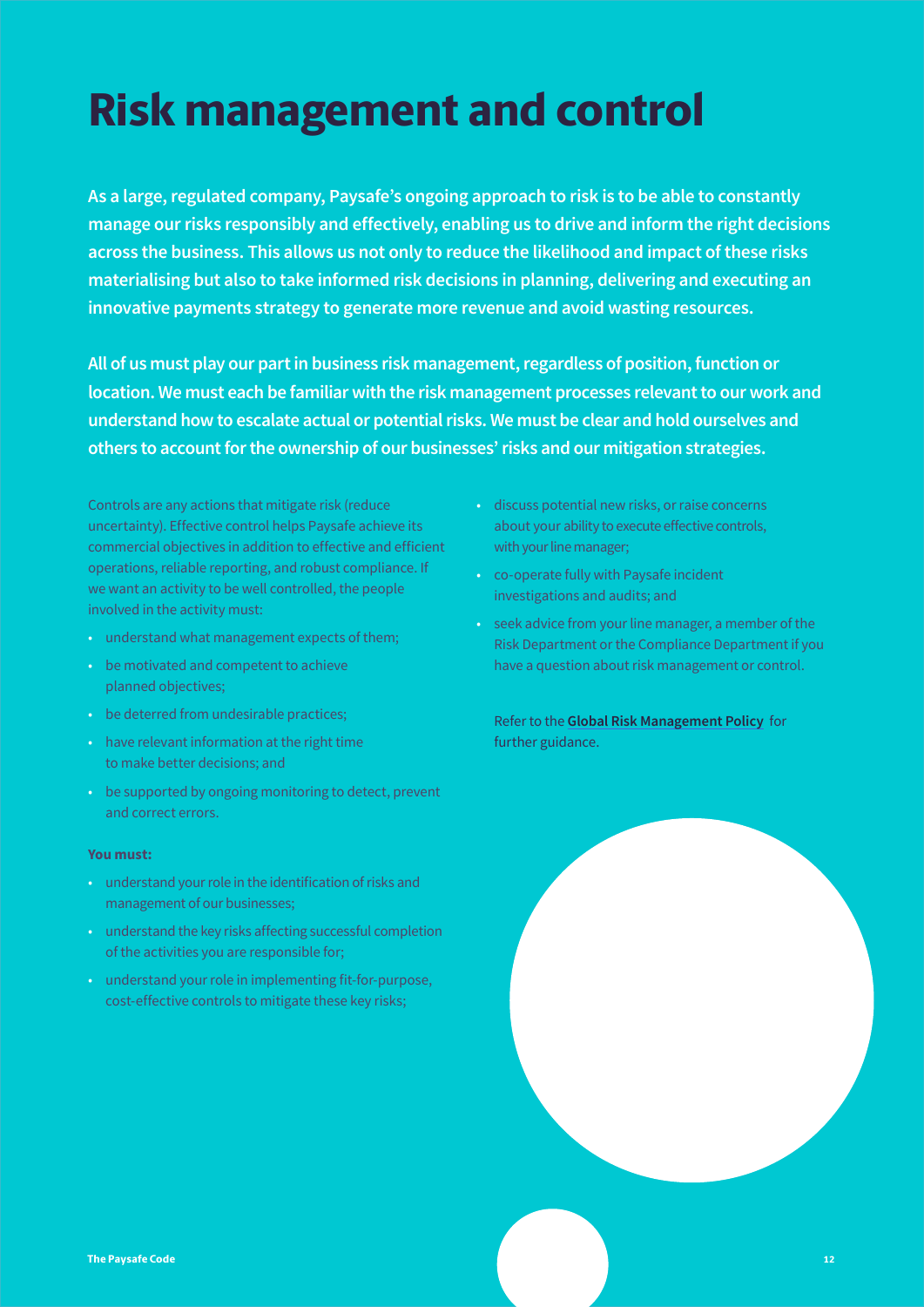# Risk management and control

**As a large, regulated company, Paysafe's ongoing approach to risk is to be able to constantly manage our risks responsibly and effectively, enabling us to drive and inform the right decisions across the business. This allows us not only to reduce the likelihood and impact of these risks materialising but also to take informed risk decisions in planning, delivering and executing an innovative payments strategy to generate more revenue and avoid wasting resources.**

**All of us must play our part in business risk management, regardless of position, function or location. We must each be familiar with the risk management processes relevant to our work and understand how to escalate actual or potential risks. We must be clear and hold ourselves and others to account for the ownership of our businesses' risks and our mitigation strategies.**

Controls are any actions that mitigate risk (reduce uncertainty). Effective control helps Paysafe achieve its commercial objectives in addition to effective and efficient operations, reliable reporting, and robust compliance. If we want an activity to be well controlled, the people involved in the activity must:

- understand what management expects of them;
- be motivated and competent to achieve planned objectives;
- be deterred from undesirable practices;
- have relevant information at the right time to make better decisions; and
- be supported by ongoing monitoring to detect, prevent and correct errors.

**You must:**

- understand your role in the identification of risks and management of our businesses;
- understand the key risks affecting successful completion of the activities you are responsible for;
- understand your role in implementing fit-for-purpose, cost-effective controls to mitigate these key risks;
- discuss potential new risks, or raise concerns about your ability to execute effective controls, with your line manager;
- co-operate fully with Paysafe incident investigations and audits; and
- seek advice from your line manager, a member of the Risk Department or the Compliance Department if you have a question about risk management or control.

Refer to the **Global Risk Management Policy** for further guidance.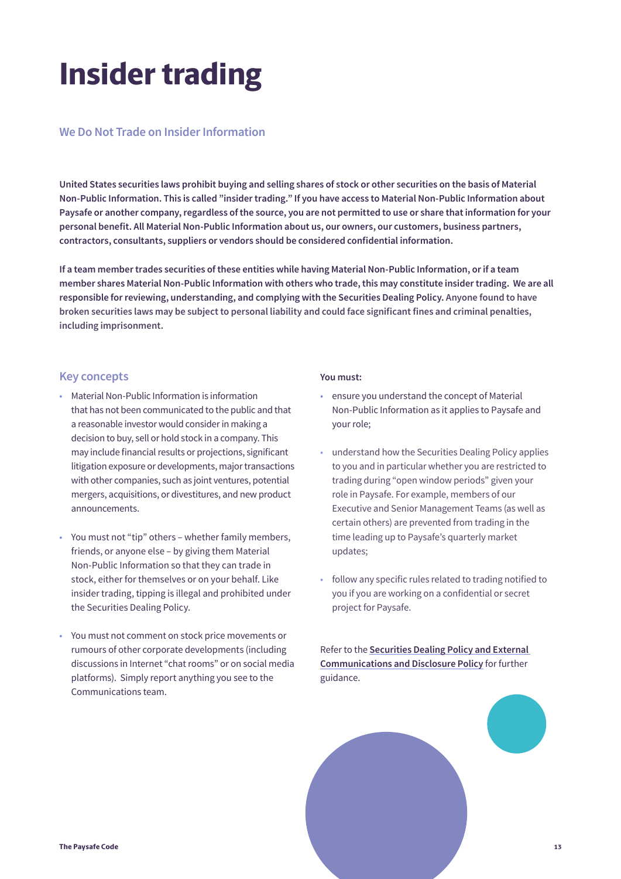# Insider trading

## We Do Not Trade on Insider Information

**United States securities laws prohibit buying and selling shares of stock or other securities on the basis of Material Non-Public Information. This is called "insider trading." If you have access to Material Non-Public Information about Paysafe or another company, regardless of the source, you are not permitted to use or share that information for your personal benefit. All Material Non-Public Information about us, our owners, our customers, business partners, contractors, consultants, suppliers or vendors should be considered confidential information.**

**If a team member trades securities of these entities while having Material Non-Public Information, or if a team member shares Material Non-Public Information with others who trade, this may constitute insider trading. We are all responsible for reviewing, understanding, and complying with the Securities Dealing Policy. Anyone found to have broken securities laws may be subject to personal liability and could face significant fines and criminal penalties, including imprisonment.**

### Key concepts

- Material Non-Public Information is information that has not been communicated to the public and that a reasonable investor would consider in making a decision to buy, sell or hold stock in a company. This may include financial results or projections, significant litigation exposure or developments, major transactions with other companies, such as joint ventures, potential mergers, acquisitions, or divestitures, and new product announcements.
- You must not "tip" others – whether family members, friends, or anyone else – by giving them Material Non-Public Information so that they can trade in stock, either for themselves or on your behalf. Like insider trading, tipping is illegal and prohibited under the Securities Dealing Policy.
- You must not comment on stock price movements or rumours of other corporate developments (including discussions in Internet "chat rooms" or on social media platforms). Simply report anything you see to the Communications team.

**You must:**

- ensure you understand the concept of Material Non-Public Information as it applies to Paysafe and your role;
- understand how the Securities Dealing Policy applies to you and in particular whether you are restricted to trading during "open window periods" given your role in Paysafe. For example, members of our Executive and Senior Management Teams (as well as certain others) are prevented from trading in the time leading up to Paysafe's quarterly market updates;
- follow any specific rules related to trading notified to you if you are working on a confidential or secret project for Paysafe.

Refer to the **Securities Dealing Policy and External Communications and Disclosure Policy** for further guidance.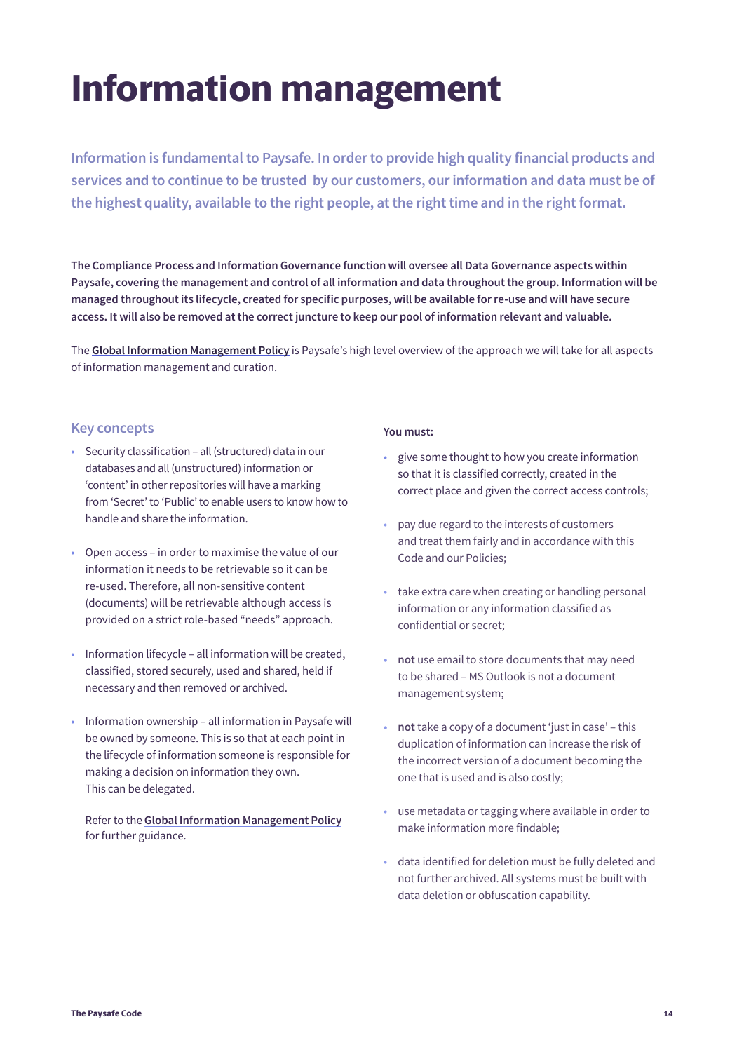# Information management

**Information is fundamental to Paysafe. In order to provide high quality financial products and services and to continue to be trusted by our customers, our information and data must be of the highest quality, available to the right people, at the right time and in the right format.**

**The Compliance Process and Information Governance function will oversee all Data Governance aspects within Paysafe, covering the management and control of all information and data throughout the group. Information will be managed throughout its lifecycle, created for specific purposes, will be available for re-use and will have secure access. It will also be removed at the correct juncture to keep our pool of information relevant and valuable.**

The **Global Information Management Policy** is Paysafe's high level overview of the approach we will take for all aspects of information management and curation.

## Key concepts

- Security classification – all (structured) data in our databases and all (unstructured) information or 'content' in other repositories will have a marking from 'Secret' to 'Public' to enable users to know how to handle and share the information.
- Open access – in order to maximise the value of our information it needs to be retrievable so it can be re-used. Therefore, all non-sensitive content (documents) will be retrievable although access is provided on a strict role-based "needs" approach.
- Information lifecycle – all information will be created, classified, stored securely, used and shared, held if necessary and then removed or archived.
- Information ownership – all information in Paysafe will be owned by someone. This is so that at each point in the lifecycle of information someone is responsible for making a decision on information they own. This can be delegated.

  Refer to the **Global Information Management Policy** for further guidance.

**You must:**

- give some thought to how you create information so that it is classified correctly, created in the correct place and given the correct access controls;
- pay due regard to the interests of customers and treat them fairly and in accordance with this Code and our Policies;
- take extra care when creating or handling personal information or any information classified as confidential or secret;
- **not** use email to store documents that may need to be shared – MS Outlook is not a document management system;
- **not** take a copy of a document 'just in case' – this duplication of information can increase the risk of the incorrect version of a document becoming the one that is used and is also costly;
- use metadata or tagging where available in order to make information more findable;
- data identified for deletion must be fully deleted and not further archived. All systems must be built with data deletion or obfuscation capability.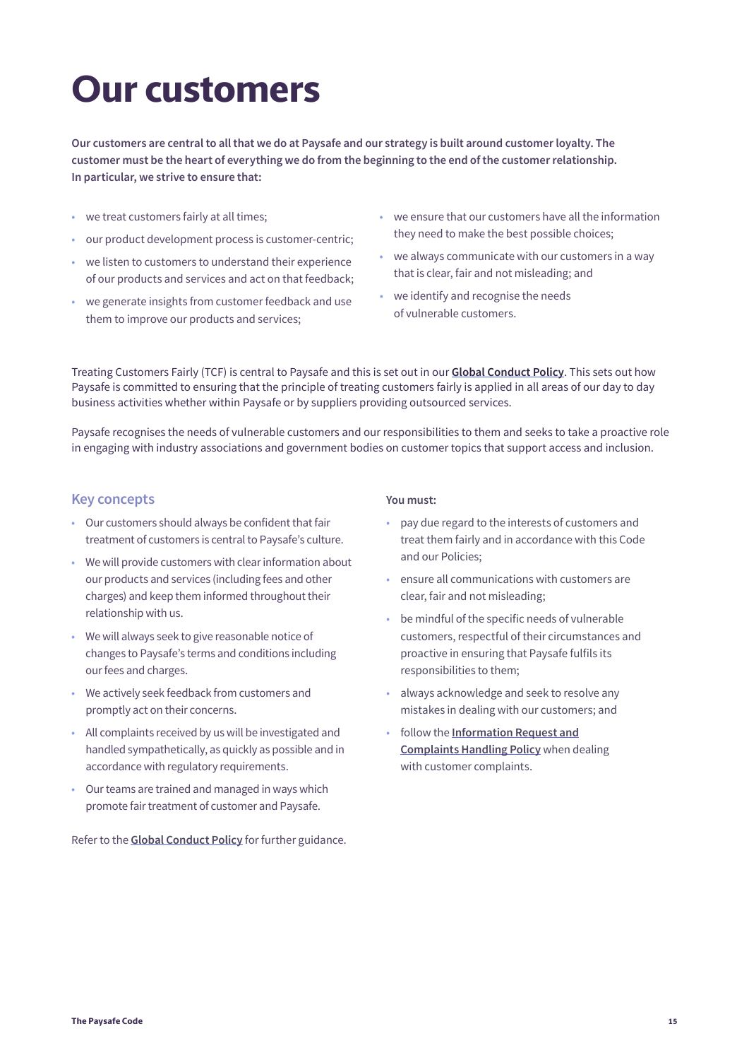# Our customers

**Our customers are central to all that we do at Paysafe and our strategy is built around customer loyalty. The customer must be the heart of everything we do from the beginning to the end of the customer relationship. In particular, we strive to ensure that:**

- we treat customers fairly at all times;
- our product development process is customer-centric;
- we listen to customers to understand their experience of our products and services and act on that feedback;
- we generate insights from customer feedback and use them to improve our products and services;
- we ensure that our customers have all the information they need to make the best possible choices;
- we always communicate with our customers in a way that is clear, fair and not misleading; and
- we identify and recognise the needs of vulnerable customers.

Treating Customers Fairly (TCF) is central to Paysafe and this is set out in our **Global Conduct Policy**. This sets out how Paysafe is committed to ensuring that the principle of treating customers fairly is applied in all areas of our day to day business activities whether within Paysafe or by suppliers providing outsourced services.

Paysafe recognises the needs of vulnerable customers and our responsibilities to them and seeks to take a proactive role in engaging with industry associations and government bodies on customer topics that support access and inclusion.

## Key concepts

- Our customers should always be confident that fair treatment of customers is central to Paysafe's culture.
- We will provide customers with clear information about our products and services (including fees and other charges) and keep them informed throughout their relationship with us.
- We will always seek to give reasonable notice of changes to Paysafe's terms and conditions including our fees and charges.
- We actively seek feedback from customers and promptly act on their concerns.
- All complaints received by us will be investigated and handled sympathetically, as quickly as possible and in accordance with regulatory requirements.
- Our teams are trained and managed in ways which promote fair treatment of customer and Paysafe.

Refer to the **Global Conduct Policy** for further guidance.

**You must:**

- pay due regard to the interests of customers and treat them fairly and in accordance with this Code and our Policies;
- ensure all communications with customers are clear, fair and not misleading;
- be mindful of the specific needs of vulnerable customers, respectful of their circumstances and proactive in ensuring that Paysafe fulfils its responsibilities to them;
- always acknowledge and seek to resolve any mistakes in dealing with our customers; and
- follow the **Information Request and Complaints Handling Policy** when dealing with customer complaints.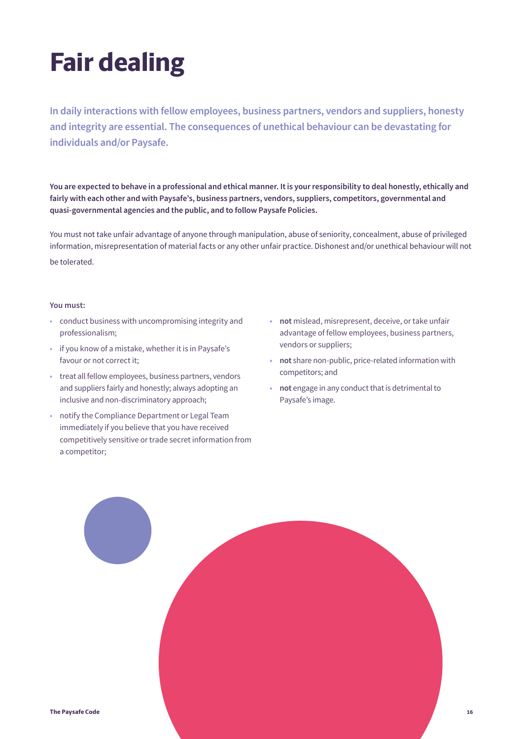# Fair dealing

**In daily interactions with fellow employees, business partners, vendors and suppliers, honesty and integrity are essential. The consequences of unethical behaviour can be devastating for individuals and/or Paysafe.**

**You are expected to behave in a professional and ethical manner. It is your responsibility to deal honestly, ethically and fairly with each other and with Paysafe's, business partners, vendors, suppliers, competitors, governmental and quasi-governmental agencies and the public, and to follow Paysafe Policies.**

You must not take unfair advantage of anyone through manipulation, abuse of seniority, concealment, abuse of privileged information, misrepresentation of material facts or any other unfair practice. Dishonest and/or unethical behaviour will not be tolerated.

**You must:**

- conduct business with uncompromising integrity and professionalism;
- if you know of a mistake, whether it is in Paysafe's favour or not correct it;
- treat all fellow employees, business partners, vendors and suppliers fairly and honestly; always adopting an inclusive and non-discriminatory approach;
- notify the Compliance Department or Legal Team immediately if you believe that you have received competitively sensitive or trade secret information from a competitor;
- **not** mislead, misrepresent, deceive, or take unfair advantage of fellow employees, business partners, vendors or suppliers;
- **not** share non-public, price-related information with competitors; and
- **not** engage in any conduct that is detrimental to Paysafe's image.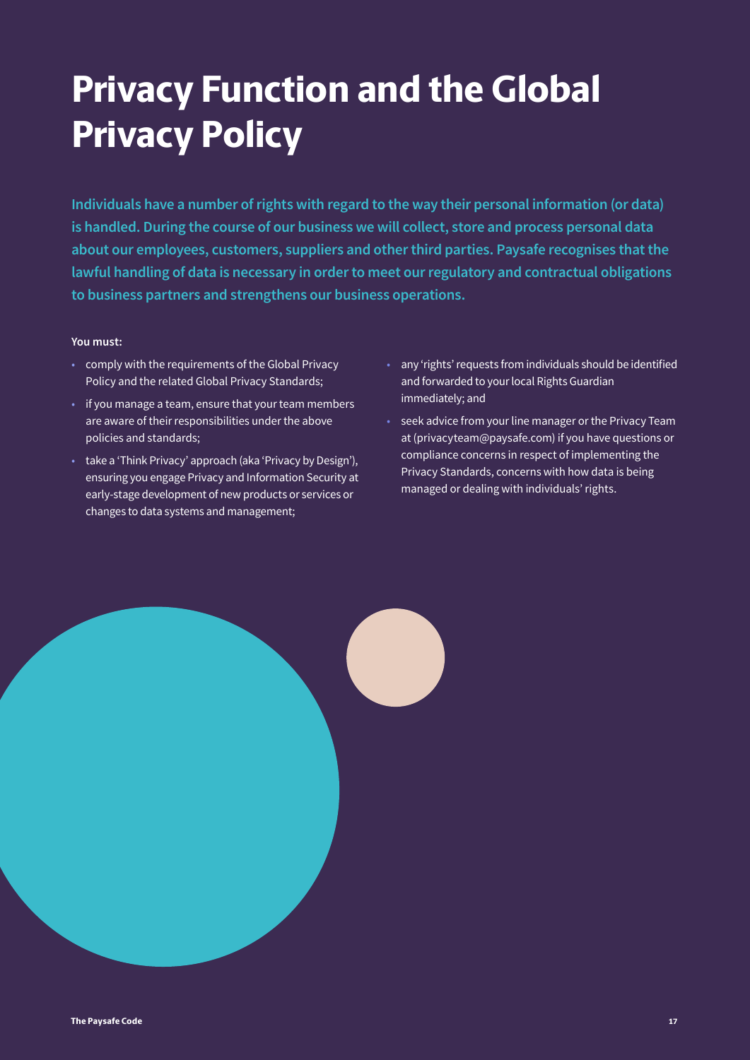# Privacy Function and the Global Privacy Policy

**Individuals have a number of rights with regard to the way their personal information (or data) is handled. During the course of our business we will collect, store and process personal data about our employees, customers, suppliers and other third parties. Paysafe recognises that the lawful handling of data is necessary in order to meet our regulatory and contractual obligations to business partners and strengthens our business operations.**

**You must:**

- comply with the requirements of the Global Privacy Policy and the related Global Privacy Standards;
- if you manage a team, ensure that your team members are aware of their responsibilities under the above policies and standards;
- take a 'Think Privacy' approach (aka 'Privacy by Design'), ensuring you engage Privacy and Information Security at early-stage development of new products or services or changes to data systems and management;
- any 'rights' requests from individuals should be identified and forwarded to your local Rights Guardian immediately; and
- seek advice from your line manager or the Privacy Team at (privacyteam@paysafe.com) if you have questions or compliance concerns in respect of implementing the Privacy Standards, concerns with how data is being managed or dealing with individuals' rights.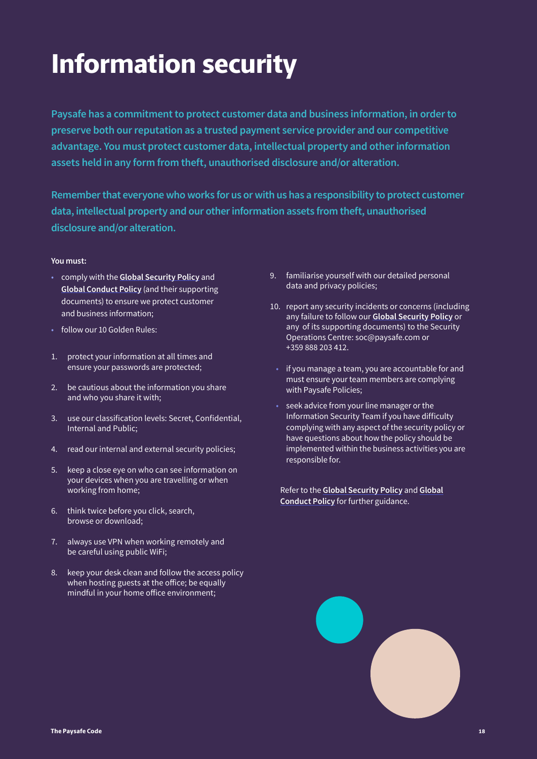# Information security

**Paysafe has a commitment to protect customer data and business information, in order to preserve both our reputation as a trusted payment service provider and our competitive advantage. You must protect customer data, intellectual property and other information assets held in any form from theft, unauthorised disclosure and/or alteration.**

**Remember that everyone who works for us or with us has a responsibility to protect customer data, intellectual property and our other information assets from theft, unauthorised disclosure and/or alteration.**

**You must:**

- comply with the **Global Security Policy** and **Global Conduct Policy** (and their supporting documents) to ensure we protect customer and business information;
- follow our 10 Golden Rules:

1. protect your information at all times and ensure your passwords are protected;
2. be cautious about the information you share and who you share it with;
3. use our classification levels: Secret, Confidential, Internal and Public;
4. read our internal and external security policies;
5. keep a close eye on who can see information on your devices when you are travelling or when working from home;
6. think twice before you click, search, browse or download;
7. always use VPN when working remotely and be careful using public WiFi;
8. keep your desk clean and follow the access policy when hosting guests at the office; be equally mindful in your home office environment;
9. familiarise yourself with our detailed personal data and privacy policies;
10. report any security incidents or concerns (including any failure to follow our **Global Security Policy** or any of its supporting documents) to the Security Operations Centre: soc@paysafe.com or +359 888 203 412.

- if you manage a team, you are accountable for and must ensure your team members are complying with Paysafe Policies;
- seek advice from your line manager or the Information Security Team if you have difficulty complying with any aspect of the security policy or have questions about how the policy should be implemented within the business activities you are responsible for.

Refer to the **Global Security Policy** and **Global Conduct Policy** for further guidance.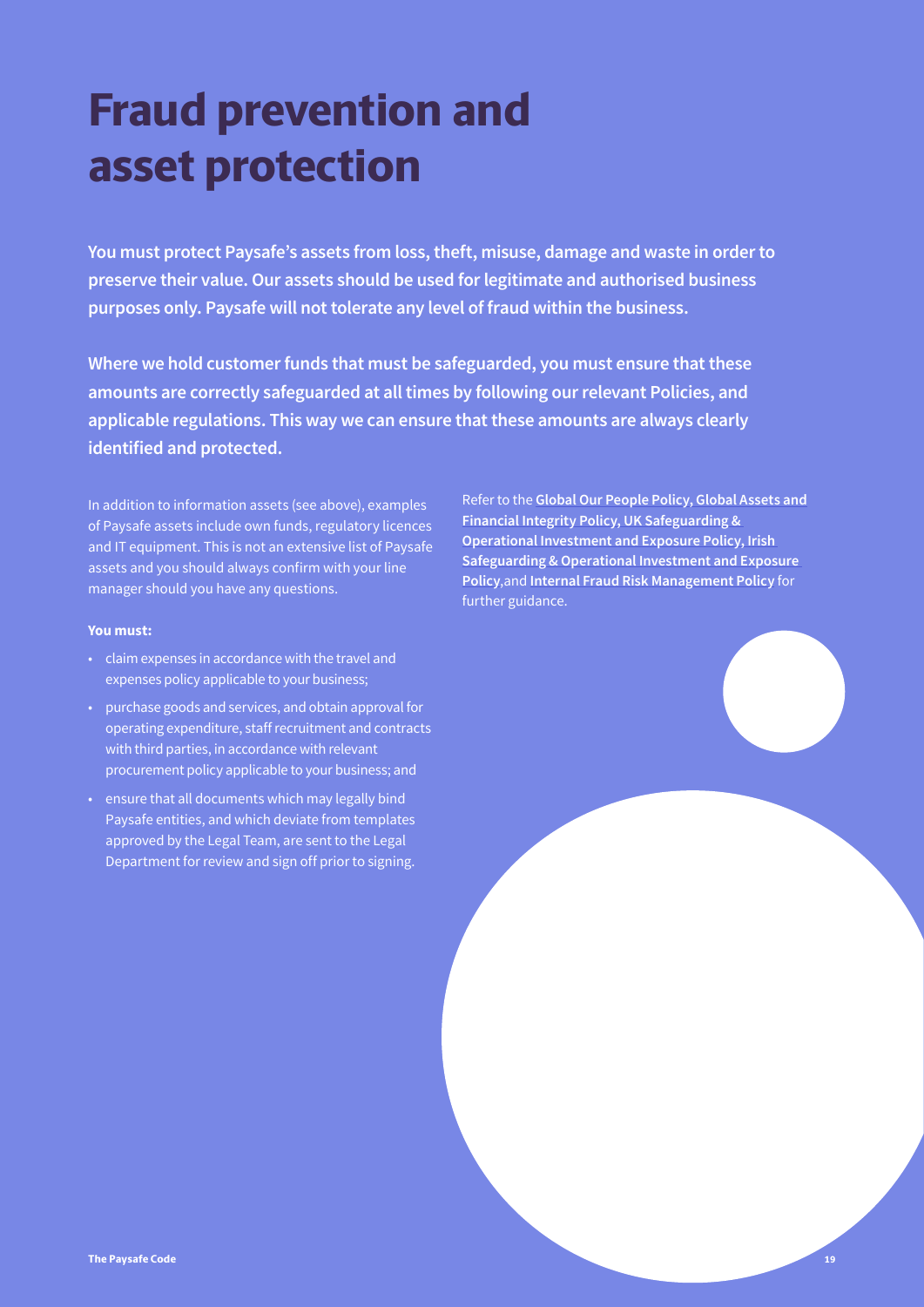# Fraud prevention and asset protection

**You must protect Paysafe's assets from loss, theft, misuse, damage and waste in order to preserve their value. Our assets should be used for legitimate and authorised business purposes only. Paysafe will not tolerate any level of fraud within the business.**

**Where we hold customer funds that must be safeguarded, you must ensure that these amounts are correctly safeguarded at all times by following our relevant Policies, and applicable regulations. This way we can ensure that these amounts are always clearly identified and protected.**

In addition to information assets (see above), examples of Paysafe assets include own funds, regulatory licences and IT equipment. This is not an extensive list of Paysafe assets and you should always confirm with your line manager should you have any questions.

**You must:**

- claim expenses in accordance with the travel and expenses policy applicable to your business;
- purchase goods and services, and obtain approval for operating expenditure, staff recruitment and contracts with third parties, in accordance with relevant procurement policy applicable to your business; and
- ensure that all documents which may legally bind Paysafe entities, and which deviate from templates approved by the Legal Team, are sent to the Legal Department for review and sign off prior to signing.

Refer to the **Global Our People Policy, Global Assets and Financial Integrity Policy, UK Safeguarding & Operational Investment and Exposure Policy, Irish Safeguarding & Operational Investment and Exposure Policy**,and **Internal Fraud Risk Management Policy** for further guidance.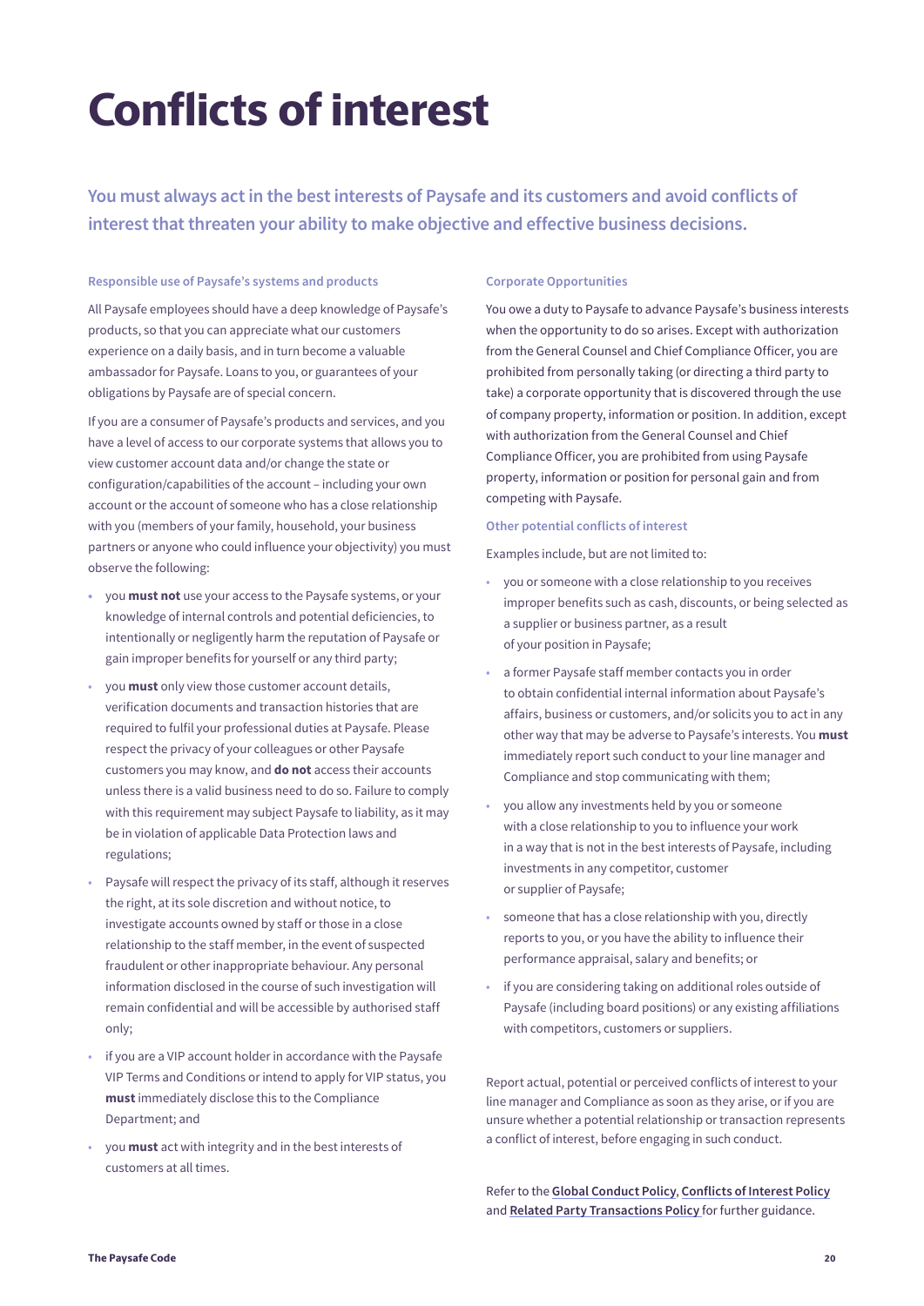# Conflicts of interest

**You must always act in the best interests of Paysafe and its customers and avoid conflicts of interest that threaten your ability to make objective and effective business decisions.**

### Responsible use of Paysafe's systems and products

All Paysafe employees should have a deep knowledge of Paysafe's products, so that you can appreciate what our customers experience on a daily basis, and in turn become a valuable ambassador for Paysafe. Loans to you, or guarantees of your obligations by Paysafe are of special concern.

If you are a consumer of Paysafe's products and services, and you have a level of access to our corporate systems that allows you to view customer account data and/or change the state or configuration/capabilities of the account – including your own account or the account of someone who has a close relationship with you (members of your family, household, your business partners or anyone who could influence your objectivity) you must observe the following:

- you **must not** use your access to the Paysafe systems, or your knowledge of internal controls and potential deficiencies, to intentionally or negligently harm the reputation of Paysafe or gain improper benefits for yourself or any third party;
- you **must** only view those customer account details, verification documents and transaction histories that are required to fulfil your professional duties at Paysafe. Please respect the privacy of your colleagues or other Paysafe customers you may know, and **do not** access their accounts unless there is a valid business need to do so. Failure to comply with this requirement may subject Paysafe to liability, as it may be in violation of applicable Data Protection laws and regulations;
- Paysafe will respect the privacy of its staff, although it reserves the right, at its sole discretion and without notice, to investigate accounts owned by staff or those in a close relationship to the staff member, in the event of suspected fraudulent or other inappropriate behaviour. Any personal information disclosed in the course of such investigation will remain confidential and will be accessible by authorised staff only;
- if you are a VIP account holder in accordance with the Paysafe VIP Terms and Conditions or intend to apply for VIP status, you **must** immediately disclose this to the Compliance Department; and
- you **must** act with integrity and in the best interests of customers at all times.

### Corporate Opportunities

You owe a duty to Paysafe to advance Paysafe's business interests when the opportunity to do so arises. Except with authorization from the General Counsel and Chief Compliance Officer, you are prohibited from personally taking (or directing a third party to take) a corporate opportunity that is discovered through the use of company property, information or position. In addition, except with authorization from the General Counsel and Chief Compliance Officer, you are prohibited from using Paysafe property, information or position for personal gain and from competing with Paysafe.

### Other potential conflicts of interest

Examples include, but are not limited to:

- you or someone with a close relationship to you receives improper benefits such as cash, discounts, or being selected as a supplier or business partner, as a result of your position in Paysafe;
- a former Paysafe staff member contacts you in order to obtain confidential internal information about Paysafe's affairs, business or customers, and/or solicits you to act in any other way that may be adverse to Paysafe's interests. You **must** immediately report such conduct to your line manager and Compliance and stop communicating with them;
- you allow any investments held by you or someone with a close relationship to you to influence your work in a way that is not in the best interests of Paysafe, including investments in any competitor, customer or supplier of Paysafe;
- someone that has a close relationship with you, directly reports to you, or you have the ability to influence their performance appraisal, salary and benefits; or
- if you are considering taking on additional roles outside of Paysafe (including board positions) or any existing affiliations with competitors, customers or suppliers.

Report actual, potential or perceived conflicts of interest to your line manager and Compliance as soon as they arise, or if you are unsure whether a potential relationship or transaction represents a conflict of interest, before engaging in such conduct.

Refer to the **Global Conduct Policy**, **Conflicts of Interest Policy** and **Related Party Transactions Policy** for further guidance.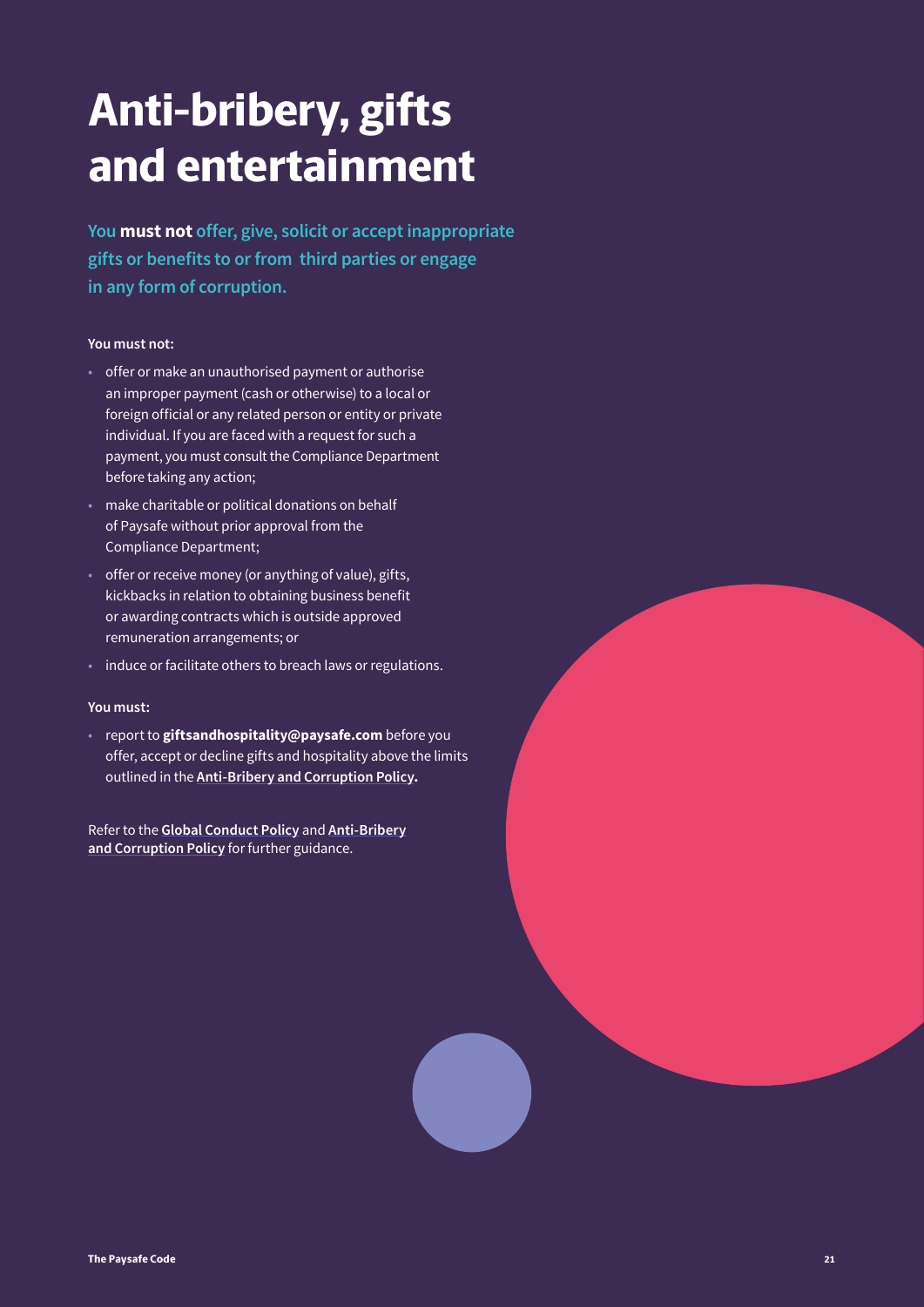# Anti-bribery, gifts and entertainment

**You must not offer, give, solicit or accept inappropriate gifts or benefits to or from third parties or engage in any form of corruption.**

**You must not:**

- offer or make an unauthorised payment or authorise an improper payment (cash or otherwise) to a local or foreign official or any related person or entity or private individual. If you are faced with a request for such a payment, you must consult the Compliance Department before taking any action;
- make charitable or political donations on behalf of Paysafe without prior approval from the Compliance Department;
- offer or receive money (or anything of value), gifts, kickbacks in relation to obtaining business benefit or awarding contracts which is outside approved remuneration arrangements; or
- induce or facilitate others to breach laws or regulations.

**You must:**

- report to **giftsandhospitality@paysafe.com** before you offer, accept or decline gifts and hospitality above the limits outlined in the **Anti-Bribery and Corruption Policy.**

Refer to the **Global Conduct Policy** and **Anti-Bribery and Corruption Policy** for further guidance.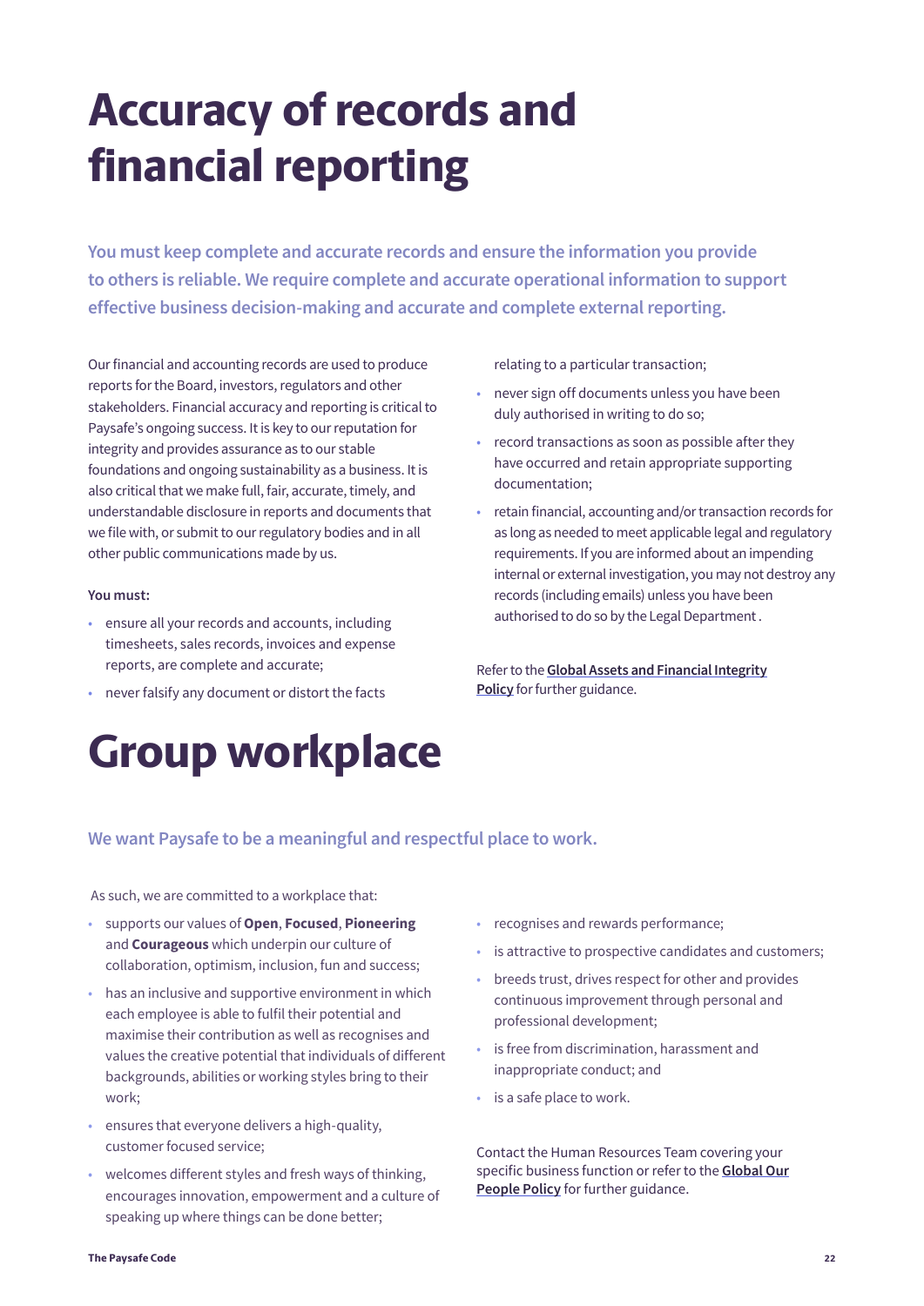# Accuracy of records and financial reporting

**You must keep complete and accurate records and ensure the information you provide to others is reliable. We require complete and accurate operational information to support effective business decision-making and accurate and complete external reporting.**

Our financial and accounting records are used to produce reports for the Board, investors, regulators and other stakeholders. Financial accuracy and reporting is critical to Paysafe's ongoing success. It is key to our reputation for integrity and provides assurance as to our stable foundations and ongoing sustainability as a business. It is also critical that we make full, fair, accurate, timely, and understandable disclosure in reports and documents that we file with, or submit to our regulatory bodies and in all other public communications made by us.

**You must:**

- ensure all your records and accounts, including timesheets, sales records, invoices and expense reports, are complete and accurate;
- never falsify any document or distort the facts relating to a particular transaction;
- never sign off documents unless you have been duly authorised in writing to do so;
- record transactions as soon as possible after they have occurred and retain appropriate supporting documentation;
- retain financial, accounting and/or transaction records for as long as needed to meet applicable legal and regulatory requirements. If you are informed about an impending internal or external investigation, you may not destroy any records (including emails) unless you have been authorised to do so by the Legal Department .

Refer to the **Global Assets and Financial Integrity Policy** for further guidance.

# Group workplace

**We want Paysafe to be a meaningful and respectful place to work.**

As such, we are committed to a workplace that:

- supports our values of **Open**, **Focused**, **Pioneering** and **Courageous** which underpin our culture of collaboration, optimism, inclusion, fun and success;
- has an inclusive and supportive environment in which each employee is able to fulfil their potential and maximise their contribution as well as recognises and values the creative potential that individuals of different backgrounds, abilities or working styles bring to their work;
- ensures that everyone delivers a high-quality, customer focused service;
- welcomes different styles and fresh ways of thinking, encourages innovation, empowerment and a culture of speaking up where things can be done better;
- recognises and rewards performance;
- is attractive to prospective candidates and customers;
- breeds trust, drives respect for other and provides continuous improvement through personal and professional development;
- is free from discrimination, harassment and inappropriate conduct; and
- is a safe place to work.

Contact the Human Resources Team covering your specific business function or refer to the **Global Our People Policy** for further guidance.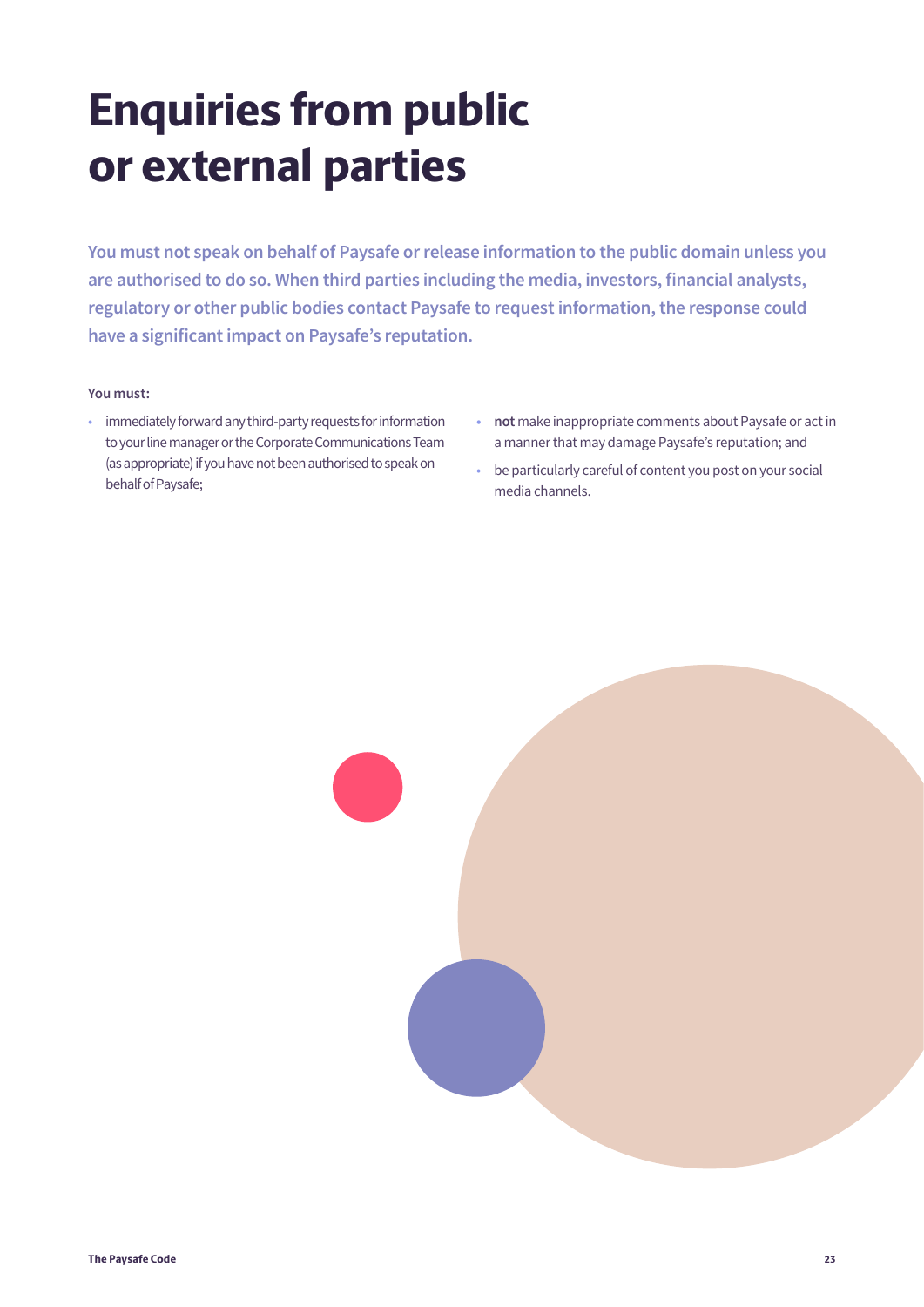# Enquiries from public or external parties

**You must not speak on behalf of Paysafe or release information to the public domain unless you are authorised to do so. When third parties including the media, investors, financial analysts, regulatory or other public bodies contact Paysafe to request information, the response could have a significant impact on Paysafe's reputation.**

**You must:**

- immediately forward any third-party requests for information to your line manager or the Corporate Communications Team (as appropriate) if you have not been authorised to speak on behalf of Paysafe;
- **not** make inappropriate comments about Paysafe or act in a manner that may damage Paysafe's reputation; and
- be particularly careful of content you post on your social media channels.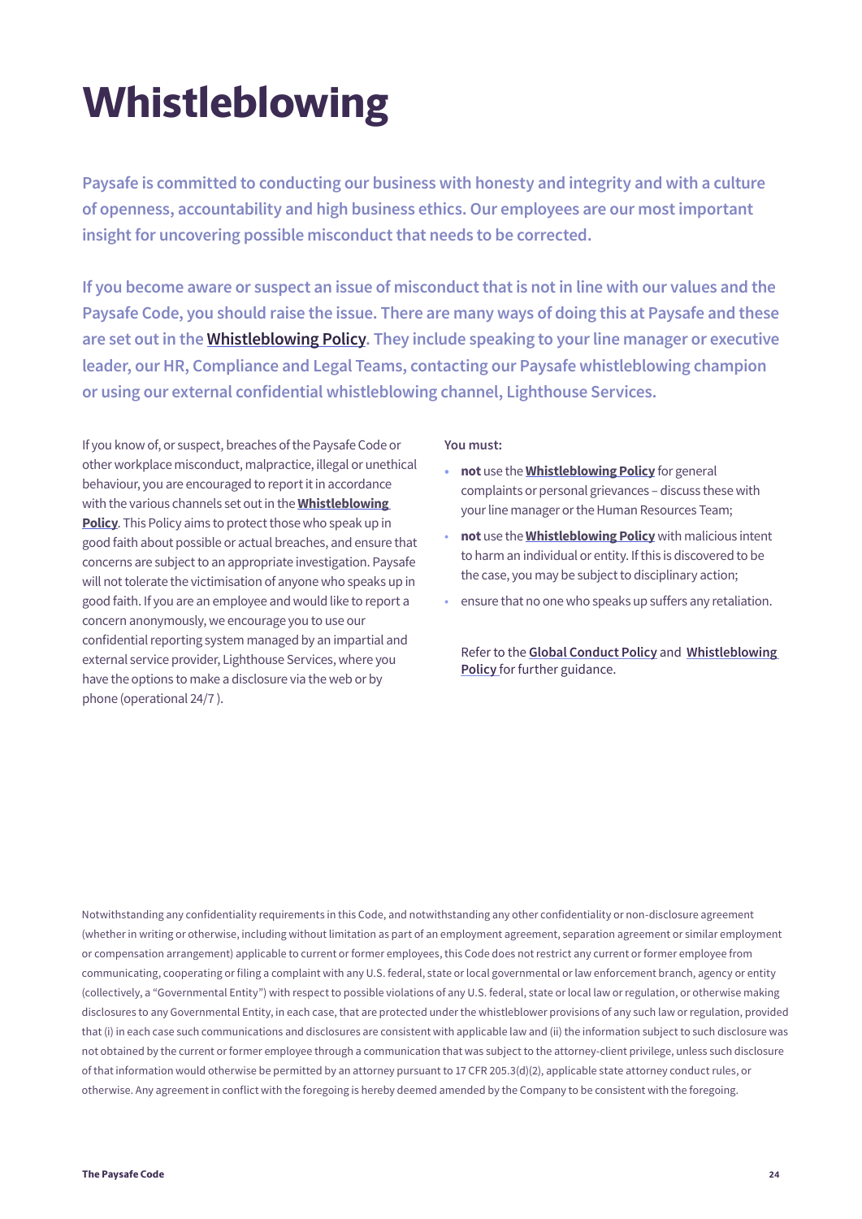# Whistleblowing

**Paysafe is committed to conducting our business with honesty and integrity and with a culture of openness, accountability and high business ethics. Our employees are our most important insight for uncovering possible misconduct that needs to be corrected.**

**If you become aware or suspect an issue of misconduct that is not in line with our values and the Paysafe Code, you should raise the issue. There are many ways of doing this at Paysafe and these are set out in the Whistleblowing Policy. They include speaking to your line manager or executive leader, our HR, Compliance and Legal Teams, contacting our Paysafe whistleblowing champion or using our external confidential whistleblowing channel, Lighthouse Services.**

If you know of, or suspect, breaches of the Paysafe Code or other workplace misconduct, malpractice, illegal or unethical behaviour, you are encouraged to report it in accordance with the various channels set out in the **Whistleblowing Policy**. This Policy aims to protect those who speak up in good faith about possible or actual breaches, and ensure that concerns are subject to an appropriate investigation. Paysafe will not tolerate the victimisation of anyone who speaks up in good faith. If you are an employee and would like to report a concern anonymously, we encourage you to use our confidential reporting system managed by an impartial and external service provider, Lighthouse Services, where you have the options to make a disclosure via the web or by phone (operational 24/7 ).

**You must:**

- **not** use the **Whistleblowing Policy** for general complaints or personal grievances – discuss these with your line manager or the Human Resources Team;
- **not** use the **Whistleblowing Policy** with malicious intent to harm an individual or entity. If this is discovered to be the case, you may be subject to disciplinary action;
- ensure that no one who speaks up suffers any retaliation.

Refer to the **Global Conduct Policy** and **Whistleblowing Policy** for further guidance.

Notwithstanding any confidentiality requirements in this Code, and notwithstanding any other confidentiality or non-disclosure agreement (whether in writing or otherwise, including without limitation as part of an employment agreement, separation agreement or similar employment or compensation arrangement) applicable to current or former employees, this Code does not restrict any current or former employee from communicating, cooperating or filing a complaint with any U.S. federal, state or local governmental or law enforcement branch, agency or entity (collectively, a "Governmental Entity") with respect to possible violations of any U.S. federal, state or local law or regulation, or otherwise making disclosures to any Governmental Entity, in each case, that are protected under the whistleblower provisions of any such law or regulation, provided that (i) in each case such communications and disclosures are consistent with applicable law and (ii) the information subject to such disclosure was not obtained by the current or former employee through a communication that was subject to the attorney-client privilege, unless such disclosure of that information would otherwise be permitted by an attorney pursuant to 17 CFR 205.3(d)(2), applicable state attorney conduct rules, or otherwise. Any agreement in conflict with the foregoing is hereby deemed amended by the Company to be consistent with the foregoing.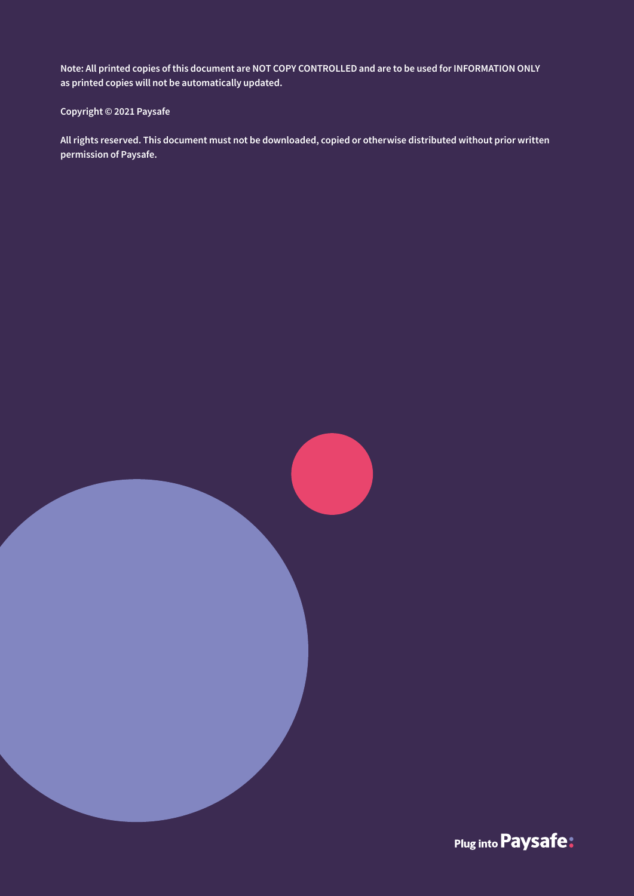**Note: All printed copies of this document are NOT COPY CONTROLLED and are to be used for INFORMATION ONLY as printed copies will not be automatically updated.**

**Copyright © 2021 Paysafe**

**All rights reserved. This document must not be downloaded, copied or otherwise distributed without prior written permission of Paysafe.**

Plug into Paysafe: